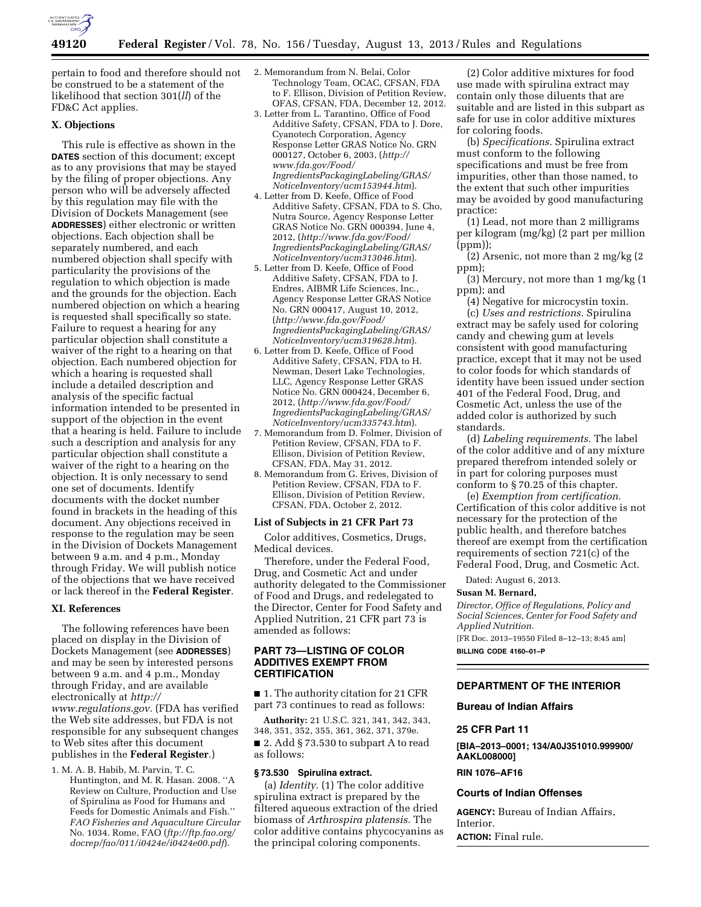pertain to food and therefore should not be construed to be a statement of the likelihood that section 301(*ll*) of the FD&C Act applies.

### X. Objections

This rule is effective as shown in the **DATES** section of this document; except as to any provisions that may be stayed by the filing of proper objections. Any person who will be adversely affected by this regulation may file with the Division of Dockets Management (see **ADDRESSES**) either electronic or written objections. Each objection shall be separately numbered, and each numbered objection shall specify with particularity the provisions of the regulation to which objection is made and the grounds for the objection. Each numbered objection on which a hearing is requested shall specifically so state. Failure to request a hearing for any particular objection shall constitute a waiver of the right to a hearing on that objection. Each numbered objection for which a hearing is requested shall include a detailed description and analysis of the specific factual information intended to be presented in support of the objection in the event that a hearing is held. Failure to include such a description and analysis for any particular objection shall constitute a waiver of the right to a hearing on the objection. It is only necessary to send one set of documents. Identify documents with the docket number found in brackets in the heading of this document. Any objections received in response to the regulation may be seen in the Division of Dockets Management between 9 a.m. and 4 p.m., Monday through Friday. We will publish notice of the objections that we have received or lack thereof in the **Federal Register**.

### XI. References

The following references have been placed on display in the Division of Dockets Management (see **ADDRESSES**) and may be seen by interested persons between 9 a.m. and 4 p.m., Monday through Friday, and are available electronically at *http://www.regulations.gov.* (FDA has verified the Web site addresses, but FDA is not responsible for any subsequent changes to Web sites after this document publishes in the **Federal Register**.)

1. M. A. B. Habib, M. Parvin, T. C. Huntington, and M. R. Hasan. 2008. ''A Review on Culture, Production and Use of Spirulina as Food for Humans and Feeds for Domestic Animals and Fish.'' *FAO Fisheries and Aquaculture Circular* No. 1034. Rome, FAO (*ftp://ftp.fao.org/docrep/fao/011/i0424e/i0424e00.pdf*).
2. Memorandum from N. Belai, Color Technology Team, OCAC, CFSAN, FDA to F. Ellison, Division of Petition Review, OFAS, CFSAN, FDA, December 12, 2012.
3. Letter from L. Tarantino, Office of Food Additive Safety, CFSAN, FDA to J. Dore, Cyanotech Corporation, Agency Response Letter GRAS Notice No. GRN 000127, October 6, 2003, (*http://www.fda.gov/Food/IngredientsPackagingLabeling/GRAS/NoticeInventory/ucm153944.htm*).
4. Letter from D. Keefe, Office of Food Additive Safety, CFSAN, FDA to S. Cho, Nutra Source, Agency Response Letter GRAS Notice No. GRN 000394, June 4, 2012, (*http://www.fda.gov/Food/IngredientsPackagingLabeling/GRAS/NoticeInventory/ucm313046.htm*).
5. Letter from D. Keefe, Office of Food Additive Safety, CFSAN, FDA to J. Endres, AIBMR Life Sciences, Inc., Agency Response Letter GRAS Notice No. GRN 000417, August 10, 2012, (*http://www.fda.gov/Food/IngredientsPackagingLabeling/GRAS/NoticeInventory/ucm319628.htm*).
6. Letter from D. Keefe, Office of Food Additive Safety, CFSAN, FDA to H. Newman, Desert Lake Technologies, LLC, Agency Response Letter GRAS Notice No. GRN 000424, December 6, 2012, (*http://www.fda.gov/Food/IngredientsPackagingLabeling/GRAS/NoticeInventory/ucm335743.htm*).
7. Memorandum from D. Folmer, Division of Petition Review, CFSAN, FDA to F. Ellison, Division of Petition Review, CFSAN, FDA, May 31, 2012.
8. Memorandum from G. Erives, Division of Petition Review, CFSAN, FDA to F. Ellison, Division of Petition Review, CFSAN, FDA, October 2, 2012.

### List of Subjects in 21 CFR Part 73

Color additives, Cosmetics, Drugs, Medical devices.

Therefore, under the Federal Food, Drug, and Cosmetic Act and under authority delegated to the Commissioner of Food and Drugs, and redelegated to the Director, Center for Food Safety and Applied Nutrition, 21 CFR part 73 is amended as follows:

## PART 73—LISTING OF COLOR ADDITIVES EXEMPT FROM CERTIFICATION

■ 1. The authority citation for 21 CFR part 73 continues to read as follows:

**Authority:** 21 U.S.C. 321, 341, 342, 343, 348, 351, 352, 355, 361, 362, 371, 379e.

■ 2. Add § 73.530 to subpart A to read as follows:

#### § 73.530 Spirulina extract.

(a) *Identity.* (1) The color additive spirulina extract is prepared by the filtered aqueous extraction of the dried biomass of *Arthrospira platensis.* The color additive contains phycocyanins as the principal coloring components.

(2) Color additive mixtures for food use made with spirulina extract may contain only those diluents that are suitable and are listed in this subpart as safe for use in color additive mixtures for coloring foods.

(b) *Specifications.* Spirulina extract must conform to the following specifications and must be free from impurities, other than those named, to the extent that such other impurities may be avoided by good manufacturing practice:

(1) Lead, not more than 2 milligrams per kilogram (mg/kg) (2 part per million (ppm));

(2) Arsenic, not more than 2 mg/kg (2 ppm);

(3) Mercury, not more than 1 mg/kg (1 ppm); and

(4) Negative for microcystin toxin.

(c) *Uses and restrictions.* Spirulina extract may be safely used for coloring candy and chewing gum at levels consistent with good manufacturing practice, except that it may not be used to color foods for which standards of identity have been issued under section 401 of the Federal Food, Drug, and Cosmetic Act, unless the use of the added color is authorized by such standards.

(d) *Labeling requirements.* The label of the color additive and of any mixture prepared therefrom intended solely or in part for coloring purposes must conform to § 70.25 of this chapter.

(e) *Exemption from certification.* Certification of this color additive is not necessary for the protection of the public health, and therefore batches thereof are exempt from the certification requirements of section 721(c) of the Federal Food, Drug, and Cosmetic Act.

Dated: August 6, 2013.

**Susan M. Bernard,**

*Director, Office of Regulations, Policy and Social Sciences, Center for Food Safety and Applied Nutrition.*

[FR Doc. 2013–19550 Filed 8–12–13; 8:45 am]

**BILLING CODE 4160–01–P**

---

## DEPARTMENT OF THE INTERIOR

### Bureau of Indian Affairs

### 25 CFR Part 11

**[BIA–2013–0001; 134/A0J351010.999900/AAKL008000]**

**RIN 1076–AF16**

### Courts of Indian Offenses

**AGENCY:** Bureau of Indian Affairs, Interior.

**ACTION:** Final rule.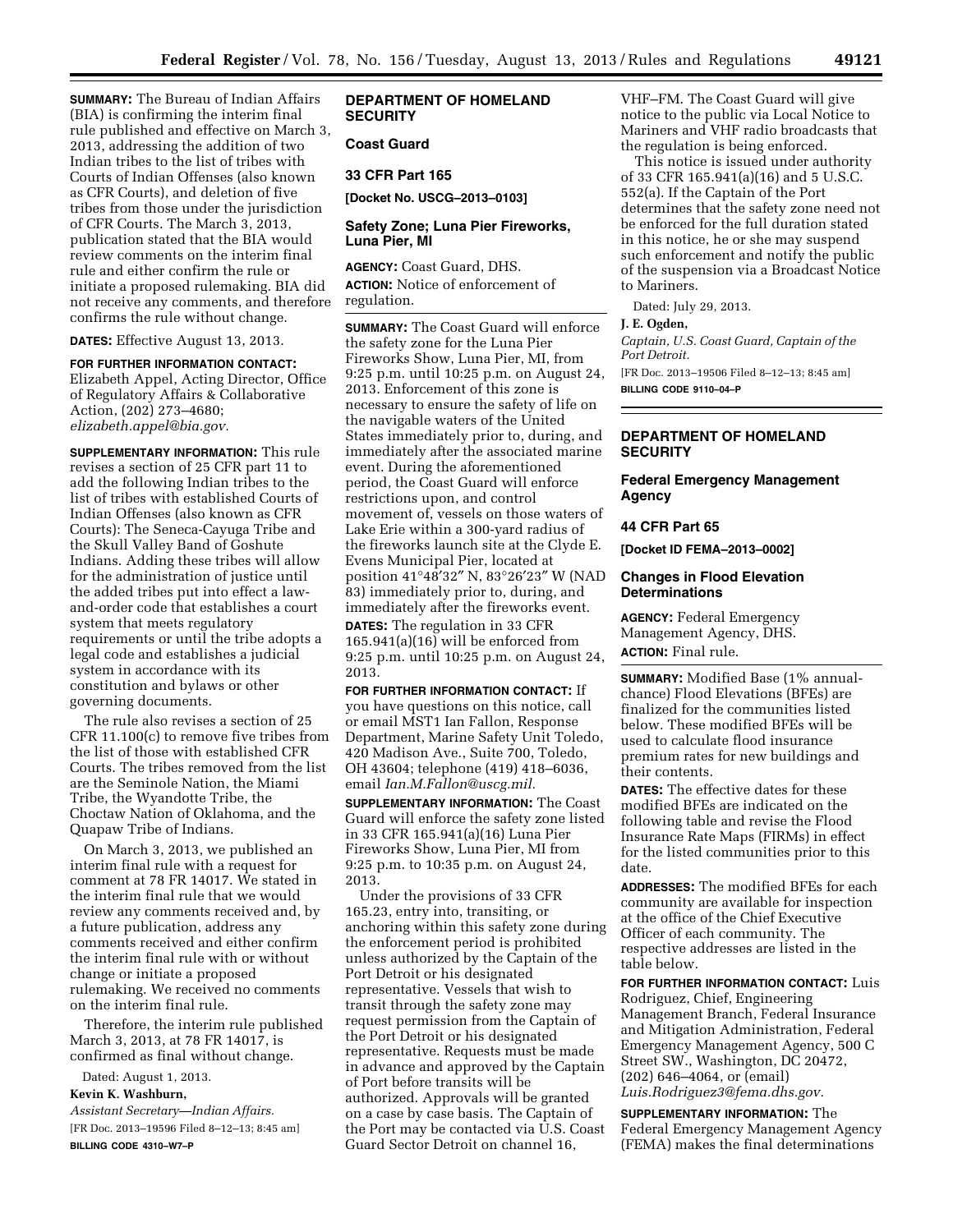**SUMMARY:** The Bureau of Indian Affairs (BIA) is confirming the interim final rule published and effective on March 3, 2013, addressing the addition of two Indian tribes to the list of tribes with Courts of Indian Offenses (also known as CFR Courts), and deletion of five tribes from those under the jurisdiction of CFR Courts. The March 3, 2013, publication stated that the BIA would review comments on the interim final rule and either confirm the rule or initiate a proposed rulemaking. BIA did not receive any comments, and therefore confirms the rule without change.

**DATES:** Effective August 13, 2013.

**FOR FURTHER INFORMATION CONTACT:** Elizabeth Appel, Acting Director, Office of Regulatory Affairs & Collaborative Action, (202) 273–4680; *elizabeth.appel@bia.gov.*

**SUPPLEMENTARY INFORMATION:** This rule revises a section of 25 CFR part 11 to add the following Indian tribes to the list of tribes with established Courts of Indian Offenses (also known as CFR Courts): The Seneca-Cayuga Tribe and the Skull Valley Band of Goshute Indians. Adding these tribes will allow for the administration of justice until the added tribes put into effect a law-and-order code that establishes a court system that meets regulatory requirements or until the tribe adopts a legal code and establishes a judicial system in accordance with its constitution and bylaws or other governing documents.

The rule also revises a section of 25 CFR 11.100(c) to remove five tribes from the list of those with established CFR Courts. The tribes removed from the list are the Seminole Nation, the Miami Tribe, the Wyandotte Tribe, the Choctaw Nation of Oklahoma, and the Quapaw Tribe of Indians.

On March 3, 2013, we published an interim final rule with a request for comment at 78 FR 14017. We stated in the interim final rule that we would review any comments received and, by a future publication, address any comments received and either confirm the interim final rule with or without change or initiate a proposed rulemaking. We received no comments on the interim final rule.

Therefore, the interim rule published March 3, 2013, at 78 FR 14017, is confirmed as final without change.

Dated: August 1, 2013.

**Kevin K. Washburn,**

*Assistant Secretary—Indian Affairs.*

[FR Doc. 2013–19596 Filed 8–12–13; 8:45 am]

**BILLING CODE 4310–W7–P**

---

## DEPARTMENT OF HOMELAND SECURITY

### Coast Guard

### 33 CFR Part 165

**[Docket No. USCG–2013–0103]**

### Safety Zone; Luna Pier Fireworks, Luna Pier, MI

**AGENCY:** Coast Guard, DHS.

**ACTION:** Notice of enforcement of regulation.

**SUMMARY:** The Coast Guard will enforce the safety zone for the Luna Pier Fireworks Show, Luna Pier, MI, from 9:25 p.m. until 10:25 p.m. on August 24, 2013. Enforcement of this zone is necessary to ensure the safety of life on the navigable waters of the United States immediately prior to, during, and immediately after the associated marine event. During the aforementioned period, the Coast Guard will enforce restrictions upon, and control movement of, vessels on those waters of Lake Erie within a 300-yard radius of the fireworks launch site at the Clyde E. Evens Municipal Pier, located at position 41°48′32″ N, 83°26′23″ W (NAD 83) immediately prior to, during, and immediately after the fireworks event.

**DATES:** The regulation in 33 CFR 165.941(a)(16) will be enforced from 9:25 p.m. until 10:25 p.m. on August 24, 2013.

**FOR FURTHER INFORMATION CONTACT:** If you have questions on this notice, call or email MST1 Ian Fallon, Response Department, Marine Safety Unit Toledo, 420 Madison Ave., Suite 700, Toledo, OH 43604; telephone (419) 418–6036, email *Ian.M.Fallon@uscg.mil.*

**SUPPLEMENTARY INFORMATION:** The Coast Guard will enforce the safety zone listed in 33 CFR 165.941(a)(16) Luna Pier Fireworks Show, Luna Pier, MI from 9:25 p.m. to 10:35 p.m. on August 24, 2013.

Under the provisions of 33 CFR 165.23, entry into, transiting, or anchoring within this safety zone during the enforcement period is prohibited unless authorized by the Captain of the Port Detroit or his designated representative. Vessels that wish to transit through the safety zone may request permission from the Captain of the Port Detroit or his designated representative. Requests must be made in advance and approved by the Captain of Port before transits will be authorized. Approvals will be granted on a case by case basis. The Captain of the Port may be contacted via U.S. Coast Guard Sector Detroit on channel 16, VHF–FM. The Coast Guard will give notice to the public via Local Notice to Mariners and VHF radio broadcasts that the regulation is being enforced.

This notice is issued under authority of 33 CFR 165.941(a)(16) and 5 U.S.C. 552(a). If the Captain of the Port determines that the safety zone need not be enforced for the full duration stated in this notice, he or she may suspend such enforcement and notify the public of the suspension via a Broadcast Notice to Mariners.

Dated: July 29, 2013.

**J. E. Ogden,**

*Captain, U.S. Coast Guard, Captain of the Port Detroit.*

[FR Doc. 2013–19506 Filed 8–12–13; 8:45 am]

**BILLING CODE 9110–04–P**

---

## DEPARTMENT OF HOMELAND SECURITY

### Federal Emergency Management Agency

### 44 CFR Part 65

**[Docket ID FEMA–2013–0002]**

### Changes in Flood Elevation Determinations

**AGENCY:** Federal Emergency Management Agency, DHS.

**ACTION:** Final rule.

**SUMMARY:** Modified Base (1% annual-chance) Flood Elevations (BFEs) are finalized for the communities listed below. These modified BFEs will be used to calculate flood insurance premium rates for new buildings and their contents.

**DATES:** The effective dates for these modified BFEs are indicated on the following table and revise the Flood Insurance Rate Maps (FIRMs) in effect for the listed communities prior to this date.

**ADDRESSES:** The modified BFEs for each community are available for inspection at the office of the Chief Executive Officer of each community. The respective addresses are listed in the table below.

**FOR FURTHER INFORMATION CONTACT:** Luis Rodriguez, Chief, Engineering Management Branch, Federal Insurance and Mitigation Administration, Federal Emergency Management Agency, 500 C Street SW., Washington, DC 20472, (202) 646–4064, or (email) *Luis.Rodriguez3@fema.dhs.gov.*

**SUPPLEMENTARY INFORMATION:** The Federal Emergency Management Agency (FEMA) makes the final determinations